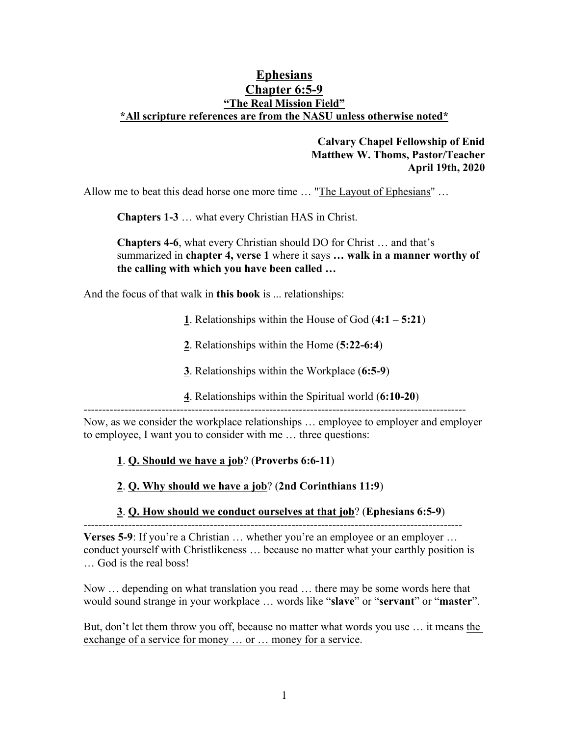# Ephesians
## Chapter 6:5-9
### "The Real Mission Field"
**\*All scripture references are from the NASU unless otherwise noted\***

**Calvary Chapel Fellowship of Enid**
**Matthew W. Thoms, Pastor/Teacher**
**April 19th, 2020**

Allow me to beat this dead horse one more time … "The Layout of Ephesians" …

> **Chapters 1-3** … what every Christian HAS in Christ.
>
> **Chapters 4-6**, what every Christian should DO for Christ … and that's summarized in **chapter 4, verse 1** where it says **… walk in a manner worthy of the calling with which you have been called …**

And the focus of that walk in **this book** is ... relationships:

1. Relationships within the House of God (**4:1 – 5:21**)
2. Relationships within the Home (**5:22-6:4**)
3. Relationships within the Workplace (**6:5-9**)
4. Relationships within the Spiritual world (**6:10-20**)

---

Now, as we consider the workplace relationships … employee to employer and employer to employee, I want you to consider with me … three questions:

1. **Q. Should we have a job**? (**Proverbs 6:6-11**)
2. **Q. Why should we have a job**? (**2nd Corinthians 11:9**)
3. **Q. How should we conduct ourselves at that job**? (**Ephesians 6:5-9**)

---

**Verses 5-9**: If you're a Christian … whether you're an employee or an employer … conduct yourself with Christlikeness … because no matter what your earthly position is … God is the real boss!

Now … depending on what translation you read … there may be some words here that would sound strange in your workplace … words like "**slave**" or "**servant**" or "**master**".

But, don't let them throw you off, because no matter what words you use … it means the exchange of a service for money … or … money for a service.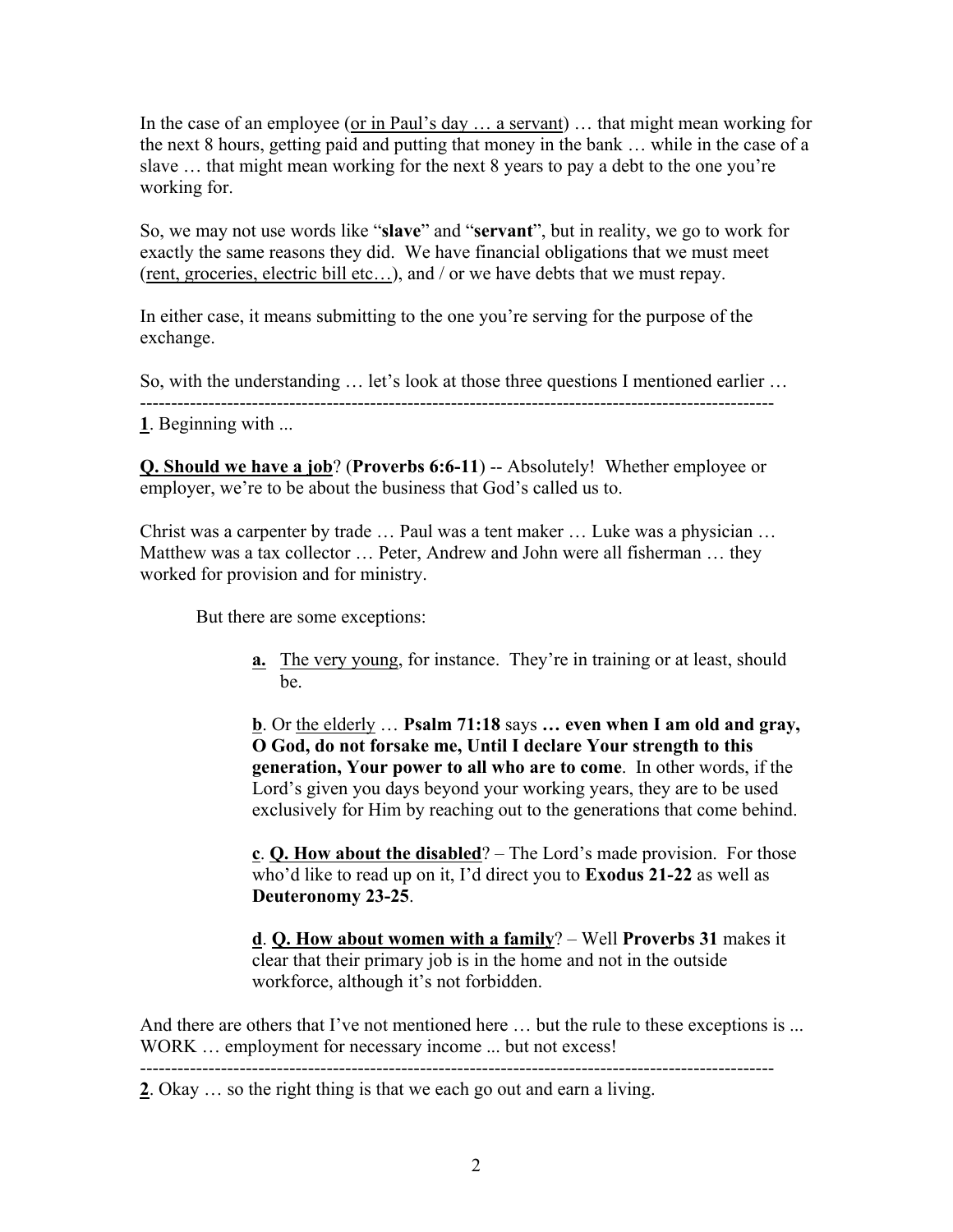In the case of an employee (or in Paul's day … a servant) … that might mean working for the next 8 hours, getting paid and putting that money in the bank … while in the case of a slave … that might mean working for the next 8 years to pay a debt to the one you're working for.

So, we may not use words like "**slave**" and "**servant**", but in reality, we go to work for exactly the same reasons they did. We have financial obligations that we must meet (rent, groceries, electric bill etc…), and / or we have debts that we must repay.

In either case, it means submitting to the one you're serving for the purpose of the exchange.

So, with the understanding … let's look at those three questions I mentioned earlier …

---

**1**. Beginning with ...

**Q. Should we have a job**? (**Proverbs 6:6-11**) -- Absolutely! Whether employee or employer, we're to be about the business that God's called us to.

Christ was a carpenter by trade … Paul was a tent maker … Luke was a physician … Matthew was a tax collector … Peter, Andrew and John were all fisherman … they worked for provision and for ministry.

But there are some exceptions:

**a.** The very young, for instance. They're in training or at least, should be.

**b**. Or the elderly … **Psalm 71:18** says **… even when I am old and gray, O God, do not forsake me, Until I declare Your strength to this generation, Your power to all who are to come**. In other words, if the Lord's given you days beyond your working years, they are to be used exclusively for Him by reaching out to the generations that come behind.

**c**. **Q. How about the disabled**? – The Lord's made provision. For those who'd like to read up on it, I'd direct you to **Exodus 21-22** as well as **Deuteronomy 23-25**.

**d**. **Q. How about women with a family**? – Well **Proverbs 31** makes it clear that their primary job is in the home and not in the outside workforce, although it's not forbidden.

And there are others that I've not mentioned here … but the rule to these exceptions is ... WORK … employment for necessary income ... but not excess!

---

**2**. Okay … so the right thing is that we each go out and earn a living.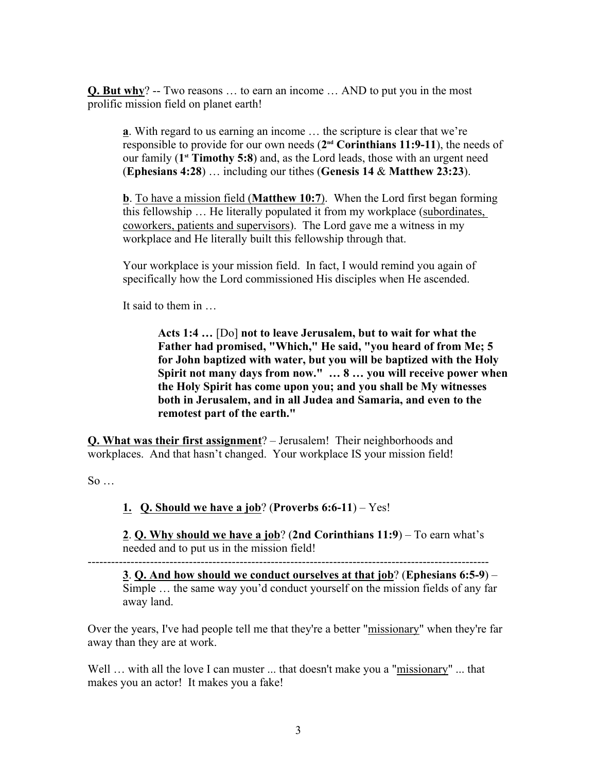**<u>Q. But why</u>**? -- Two reasons … to earn an income … AND to put you in the most prolific mission field on planet earth!

> **<u>a</u>**. With regard to us earning an income … the scripture is clear that we're responsible to provide for our own needs (**2nd Corinthians 11:9-11**), the needs of our family (**1st Timothy 5:8**) and, as the Lord leads, those with an urgent need (**Ephesians 4:28**) … including our tithes (**Genesis 14** & **Matthew 23:23**).
>
> **<u>b</u>**. <u>To have a mission field (</u>**<u>Matthew 10:7</u>**<u>)</u>. When the Lord first began forming this fellowship … He literally populated it from my workplace (<u>subordinates, coworkers, patients and supervisors</u>). The Lord gave me a witness in my workplace and He literally built this fellowship through that.
>
> Your workplace is your mission field. In fact, I would remind you again of specifically how the Lord commissioned His disciples when He ascended.
>
> It said to them in …
>
>> **Acts 1:4 …** [Do] **not to leave Jerusalem, but to wait for what the Father had promised, "Which," He said, "you heard of from Me; 5 for John baptized with water, but you will be baptized with the Holy Spirit not many days from now." … 8 … you will receive power when the Holy Spirit has come upon you; and you shall be My witnesses both in Jerusalem, and in all Judea and Samaria, and even to the remotest part of the earth."**

**<u>Q. What was their first assignment</u>**? – Jerusalem! Their neighborhoods and workplaces. And that hasn't changed. Your workplace IS your mission field!

So …

> **<u>1.</u> <u>Q. Should we have a job</u>**? (**Proverbs 6:6-11**) – Yes!
>
> **<u>2</u>**. **<u>Q. Why should we have a job</u>**? (**2nd Corinthians 11:9**) – To earn what's needed and to put us in the mission field!

---

> **<u>3</u>**. **<u>Q. And how should we conduct ourselves at that job</u>**? (**Ephesians 6:5-9**) – Simple … the same way you'd conduct yourself on the mission fields of any far away land.

Over the years, I've had people tell me that they're a better "<u>missionary</u>" when they're far away than they are at work.

Well … with all the love I can muster ... that doesn't make you a "<u>missionary</u>" ... that makes you an actor! It makes you a fake!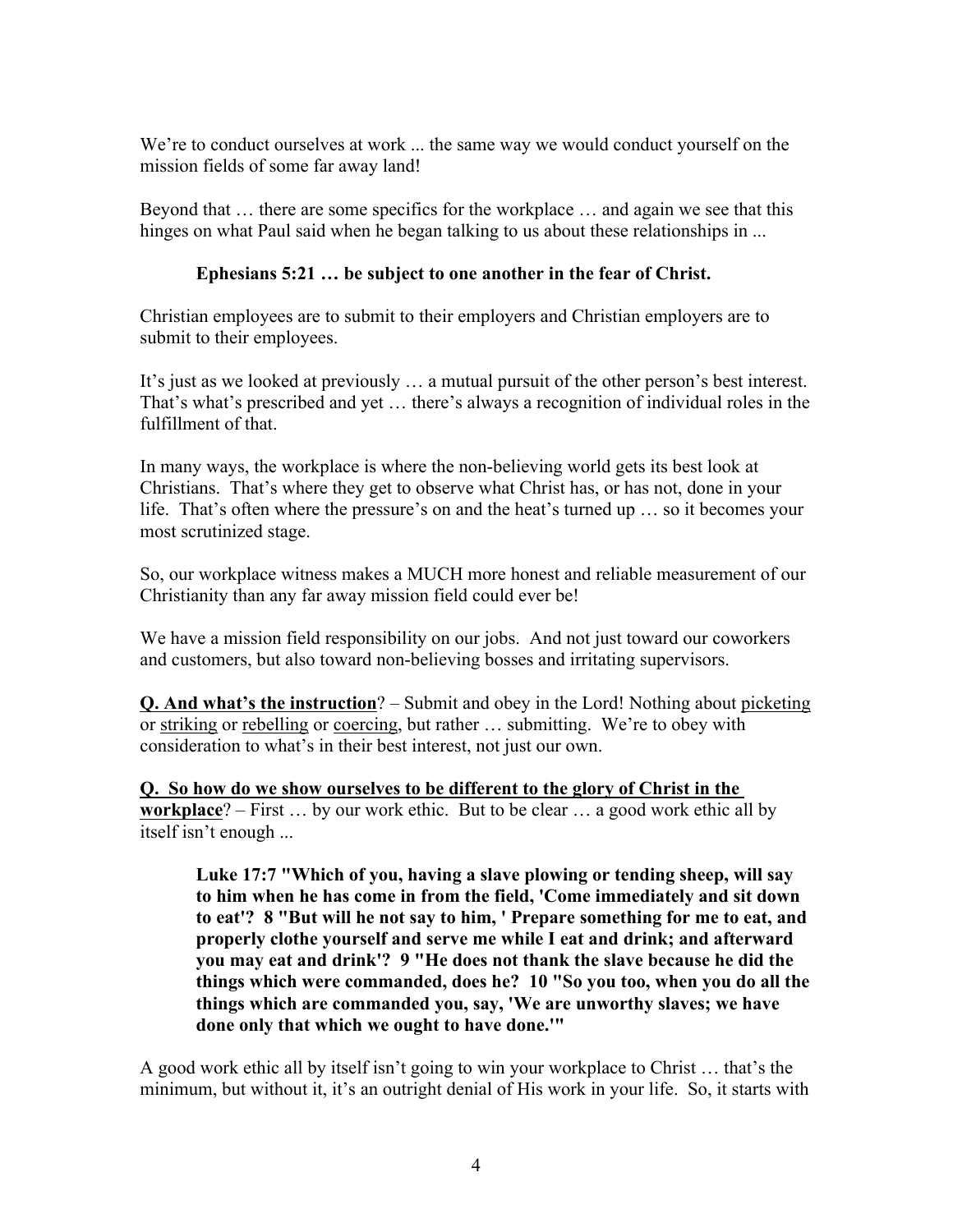We're to conduct ourselves at work ... the same way we would conduct yourself on the mission fields of some far away land!

Beyond that … there are some specifics for the workplace … and again we see that this hinges on what Paul said when he began talking to us about these relationships in ...

> **Ephesians 5:21 … be subject to one another in the fear of Christ.**

Christian employees are to submit to their employers and Christian employers are to submit to their employees.

It's just as we looked at previously … a mutual pursuit of the other person's best interest. That's what's prescribed and yet … there's always a recognition of individual roles in the fulfillment of that.

In many ways, the workplace is where the non-believing world gets its best look at Christians. That's where they get to observe what Christ has, or has not, done in your life. That's often where the pressure's on and the heat's turned up … so it becomes your most scrutinized stage.

So, our workplace witness makes a MUCH more honest and reliable measurement of our Christianity than any far away mission field could ever be!

We have a mission field responsibility on our jobs. And not just toward our coworkers and customers, but also toward non-believing bosses and irritating supervisors.

**Q. And what's the instruction**? – Submit and obey in the Lord! Nothing about picketing or striking or rebelling or coercing, but rather … submitting. We're to obey with consideration to what's in their best interest, not just our own.

**Q. So how do we show ourselves to be different to the glory of Christ in the workplace**? – First … by our work ethic. But to be clear … a good work ethic all by itself isn't enough ...

> **Luke 17:7 "Which of you, having a slave plowing or tending sheep, will say to him when he has come in from the field, 'Come immediately and sit down to eat'? 8 "But will he not say to him, ' Prepare something for me to eat, and properly clothe yourself and serve me while I eat and drink; and afterward you may eat and drink'? 9 "He does not thank the slave because he did the things which were commanded, does he? 10 "So you too, when you do all the things which are commanded you, say, 'We are unworthy slaves; we have done only that which we ought to have done.'"**

A good work ethic all by itself isn't going to win your workplace to Christ … that's the minimum, but without it, it's an outright denial of His work in your life. So, it starts with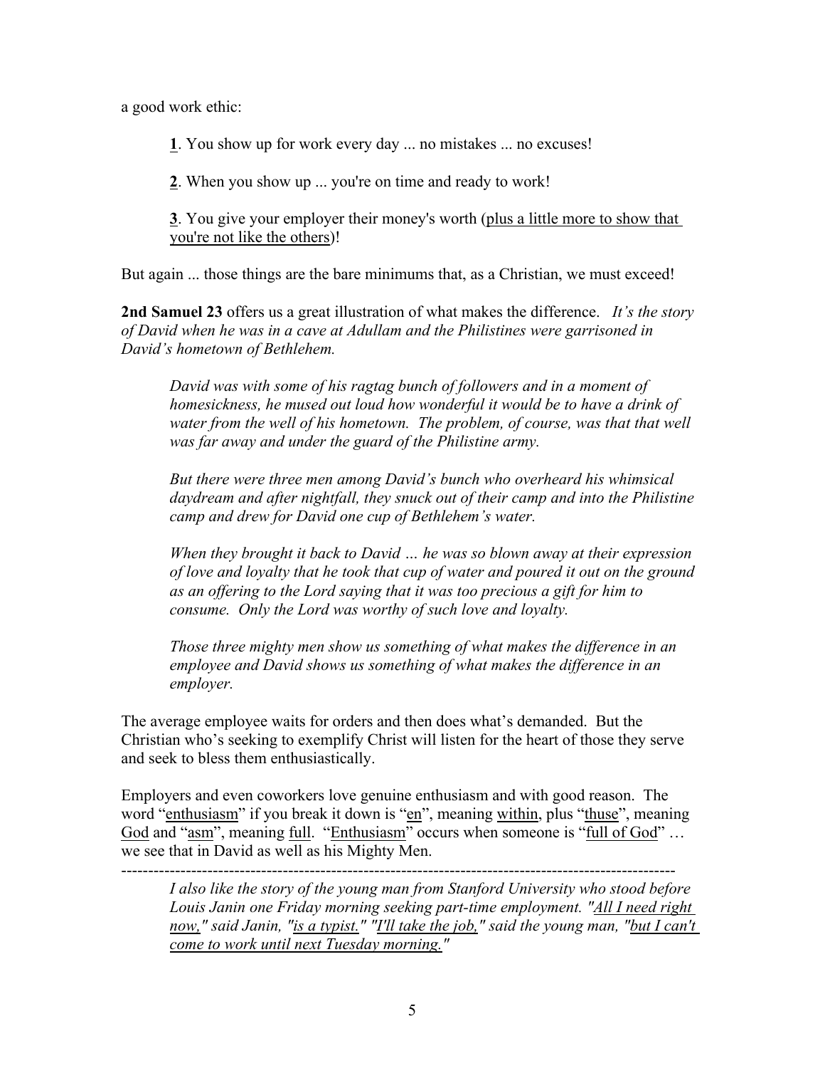a good work ethic:

> **1**. You show up for work every day ... no mistakes ... no excuses!
>
> **2**. When you show up ... you're on time and ready to work!
>
> **3**. You give your employer their money's worth (<u>plus a little more to show that you're not like the others</u>)!

But again ... those things are the bare minimums that, as a Christian, we must exceed!

**2nd Samuel 23** offers us a great illustration of what makes the difference. *It's the story of David when he was in a cave at Adullam and the Philistines were garrisoned in David's hometown of Bethlehem.*

> *David was with some of his ragtag bunch of followers and in a moment of homesickness, he mused out loud how wonderful it would be to have a drink of water from the well of his hometown. The problem, of course, was that that well was far away and under the guard of the Philistine army.*
>
> *But there were three men among David's bunch who overheard his whimsical daydream and after nightfall, they snuck out of their camp and into the Philistine camp and drew for David one cup of Bethlehem's water.*
>
> *When they brought it back to David … he was so blown away at their expression of love and loyalty that he took that cup of water and poured it out on the ground as an offering to the Lord saying that it was too precious a gift for him to consume. Only the Lord was worthy of such love and loyalty.*
>
> *Those three mighty men show us something of what makes the difference in an employee and David shows us something of what makes the difference in an employer.*

The average employee waits for orders and then does what's demanded. But the Christian who's seeking to exemplify Christ will listen for the heart of those they serve and seek to bless them enthusiastically.

Employers and even coworkers love genuine enthusiasm and with good reason. The word "<u>enthusiasm</u>" if you break it down is "<u>en</u>", meaning <u>within</u>, plus "<u>thuse</u>", meaning <u>God</u> and "<u>asm</u>", meaning <u>full</u>. "<u>Enthusiasm</u>" occurs when someone is "<u>full of God</u>" … we see that in David as well as his Mighty Men.

---

> *I also like the story of the young man from Stanford University who stood before Louis Janin one Friday morning seeking part-time employment. "<u>All I need right now,</u>" said Janin, "<u>is a typist.</u>" "<u>I'll take the job,</u>" said the young man, "<u>but I can't come to work until next Tuesday morning.</u>"*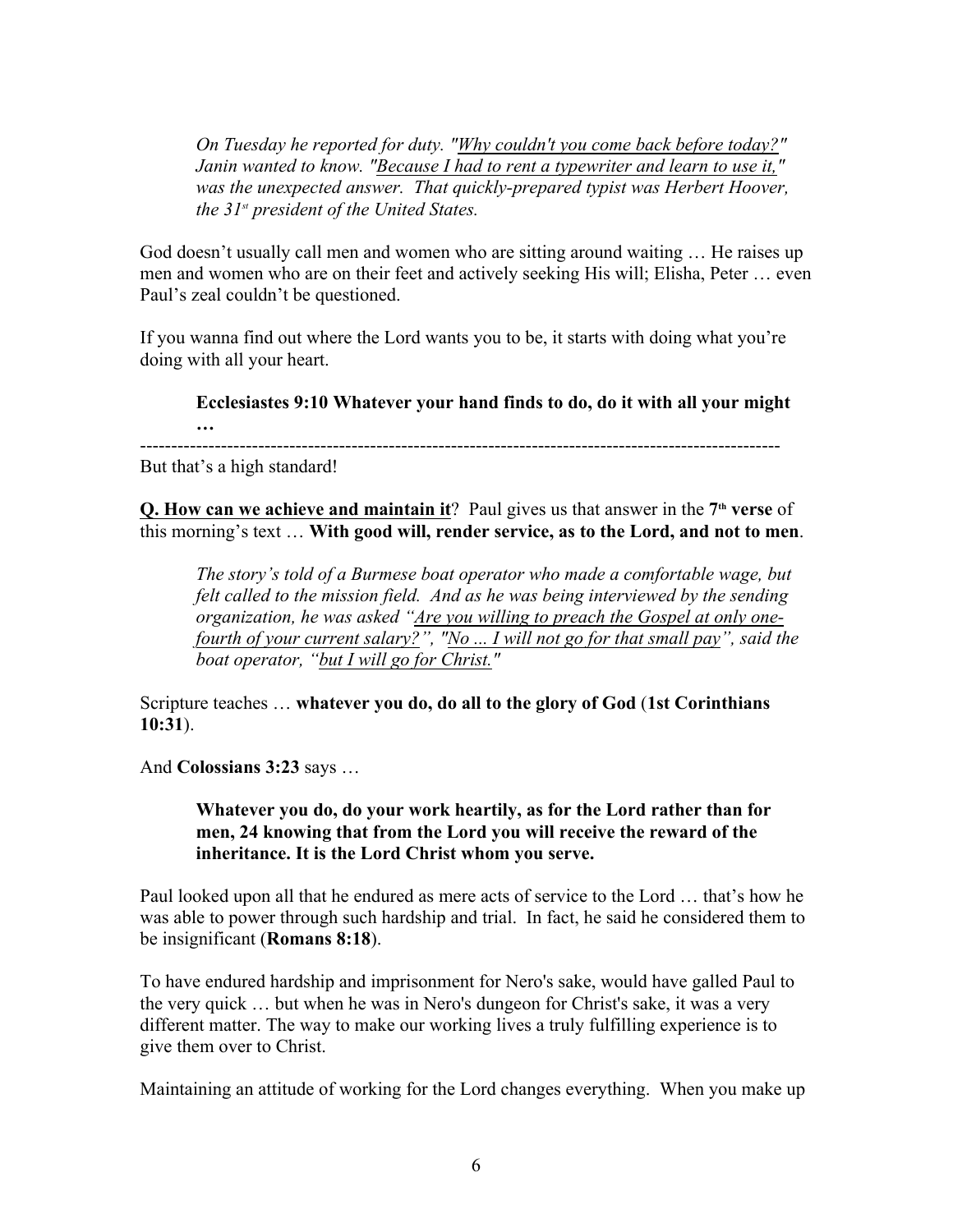*On Tuesday he reported for duty. "<u>Why couldn't you come back before today?</u>" Janin wanted to know. "<u>Because I had to rent a typewriter and learn to use it,</u>" was the unexpected answer. That quickly-prepared typist was Herbert Hoover, the 31st president of the United States.*

God doesn't usually call men and women who are sitting around waiting … He raises up men and women who are on their feet and actively seeking His will; Elisha, Peter … even Paul's zeal couldn't be questioned.

If you wanna find out where the Lord wants you to be, it starts with doing what you're doing with all your heart.

> **Ecclesiastes 9:10 Whatever your hand finds to do, do it with all your might …**

---

But that's a high standard!

**<u>Q. How can we achieve and maintain it</u>**? Paul gives us that answer in the **7th verse** of this morning's text … **With good will, render service, as to the Lord, and not to men**.

> *The story's told of a Burmese boat operator who made a comfortable wage, but felt called to the mission field. And as he was being interviewed by the sending organization, he was asked "<u>Are you willing to preach the Gospel at only one-fourth of your current salary?</u>", "<u>No ... I will not go for that small pay</u>", said the boat operator, "<u>but I will go for Christ.</u>"*

Scripture teaches … **whatever you do, do all to the glory of God** (**1st Corinthians 10:31**).

And **Colossians 3:23** says …

> **Whatever you do, do your work heartily, as for the Lord rather than for men, 24 knowing that from the Lord you will receive the reward of the inheritance. It is the Lord Christ whom you serve.**

Paul looked upon all that he endured as mere acts of service to the Lord … that's how he was able to power through such hardship and trial. In fact, he said he considered them to be insignificant (**Romans 8:18**).

To have endured hardship and imprisonment for Nero's sake, would have galled Paul to the very quick … but when he was in Nero's dungeon for Christ's sake, it was a very different matter. The way to make our working lives a truly fulfilling experience is to give them over to Christ.

Maintaining an attitude of working for the Lord changes everything. When you make up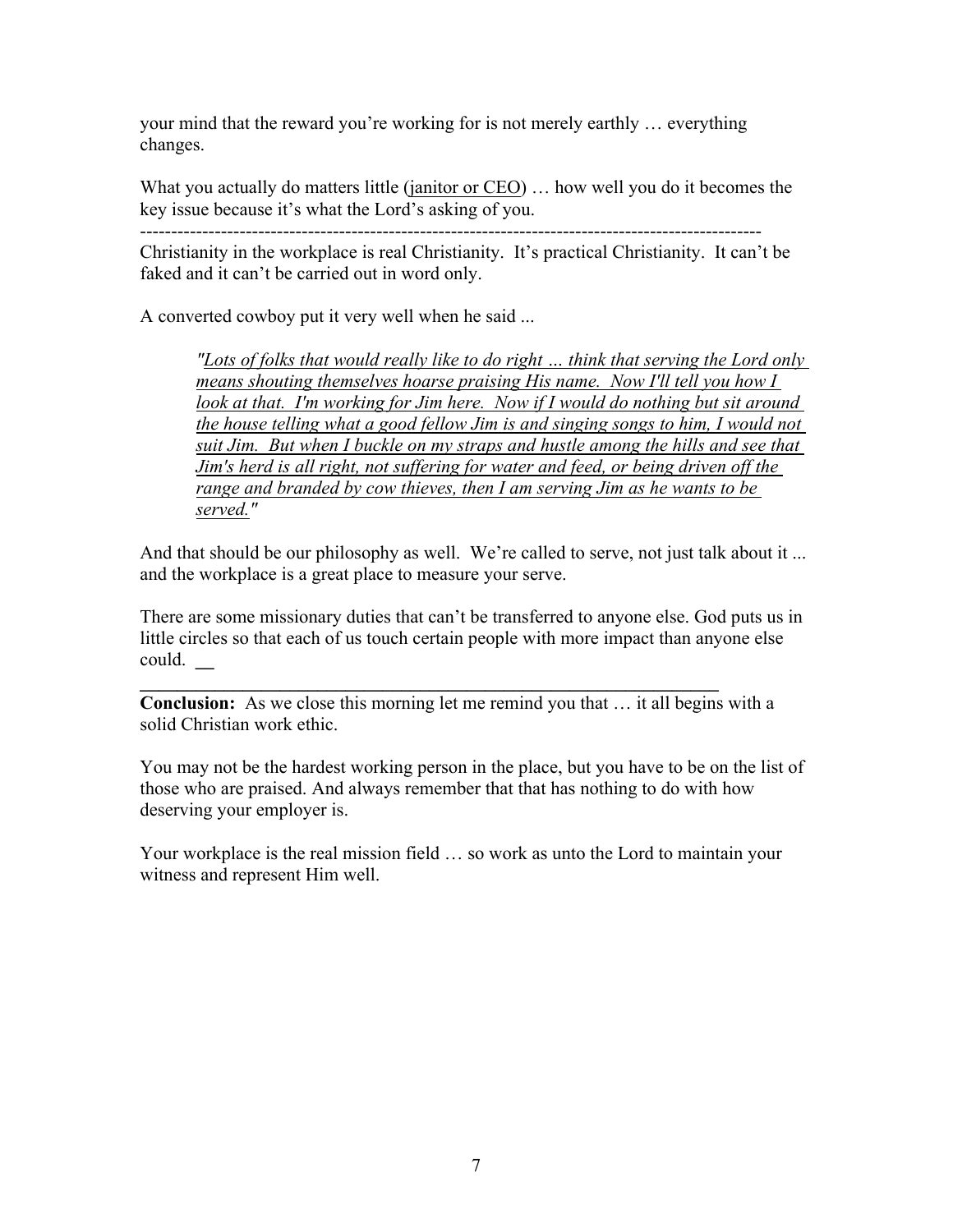your mind that the reward you're working for is not merely earthly … everything changes.

What you actually do matters little (janitor or CEO) … how well you do it becomes the key issue because it's what the Lord's asking of you.

---

Christianity in the workplace is real Christianity. It's practical Christianity. It can't be faked and it can't be carried out in word only.

A converted cowboy put it very well when he said ...

> *"Lots of folks that would really like to do right … think that serving the Lord only means shouting themselves hoarse praising His name. Now I'll tell you how I look at that. I'm working for Jim here. Now if I would do nothing but sit around the house telling what a good fellow Jim is and singing songs to him, I would not suit Jim. But when I buckle on my straps and hustle among the hills and see that Jim's herd is all right, not suffering for water and feed, or being driven off the range and branded by cow thieves, then I am serving Jim as he wants to be served."*

And that should be our philosophy as well. We're called to serve, not just talk about it ... and the workplace is a great place to measure your serve.

There are some missionary duties that can't be transferred to anyone else. God puts us in little circles so that each of us touch certain people with more impact than anyone else could.

---

**Conclusion:** As we close this morning let me remind you that … it all begins with a solid Christian work ethic.

You may not be the hardest working person in the place, but you have to be on the list of those who are praised. And always remember that that has nothing to do with how deserving your employer is.

Your workplace is the real mission field … so work as unto the Lord to maintain your witness and represent Him well.